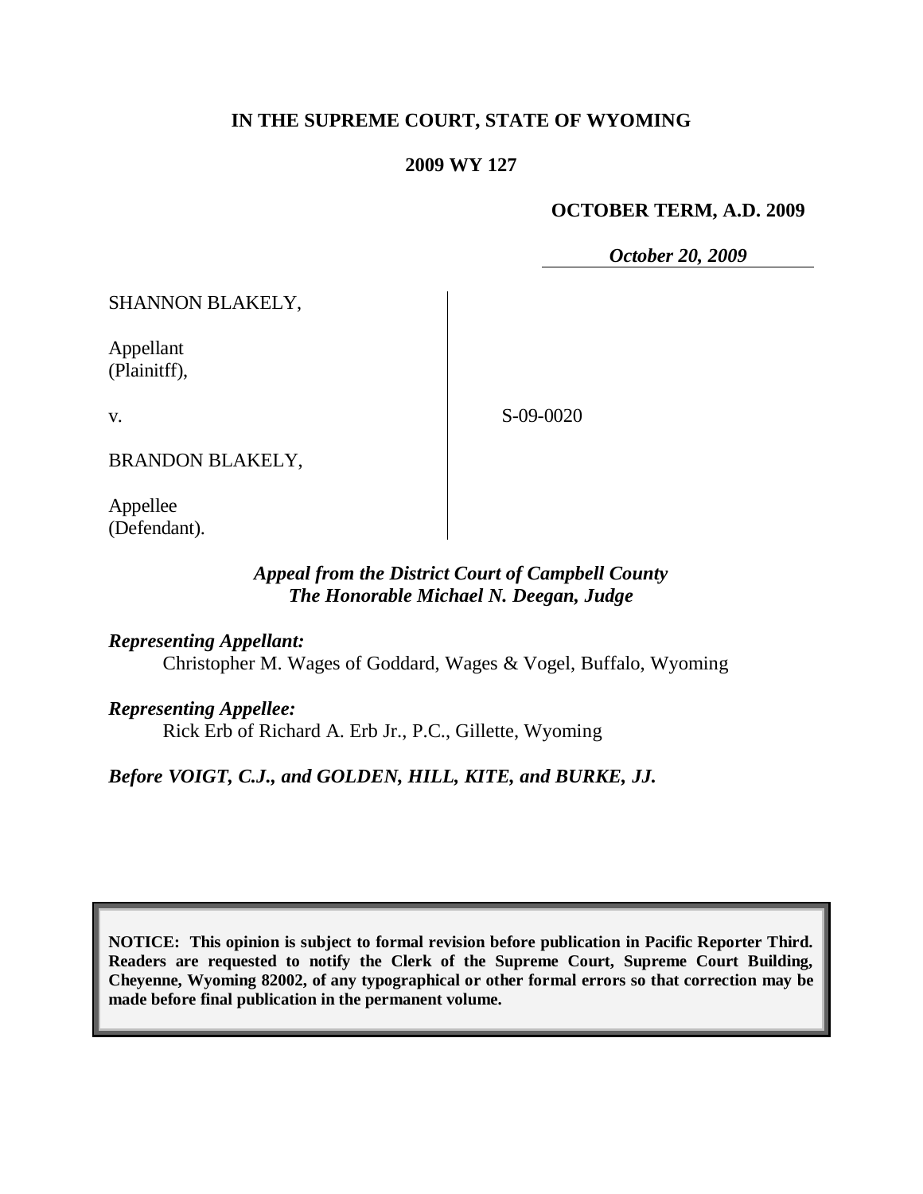**IN THE SUPREME COURT, STATE OF WYOMING**

**2009 WY 127**

**OCTOBER TERM, A.D. 2009**

***October 20, 2009***

SHANNON BLAKELY,

Appellant
(Plainitff),

v.

S-09-0020

BRANDON BLAKELY,

Appellee
(Defendant).

***Appeal from the District Court of Campbell County***
***The Honorable Michael N. Deegan, Judge***

***Representing Appellant:***
Christopher M. Wages of Goddard, Wages & Vogel, Buffalo, Wyoming

***Representing Appellee:***
Rick Erb of Richard A. Erb Jr., P.C., Gillette, Wyoming

***Before VOIGT, C.J., and GOLDEN, HILL, KITE, and BURKE, JJ.***

**NOTICE: This opinion is subject to formal revision before publication in Pacific Reporter Third. Readers are requested to notify the Clerk of the Supreme Court, Supreme Court Building, Cheyenne, Wyoming 82002, of any typographical or other formal errors so that correction may be made before final publication in the permanent volume.**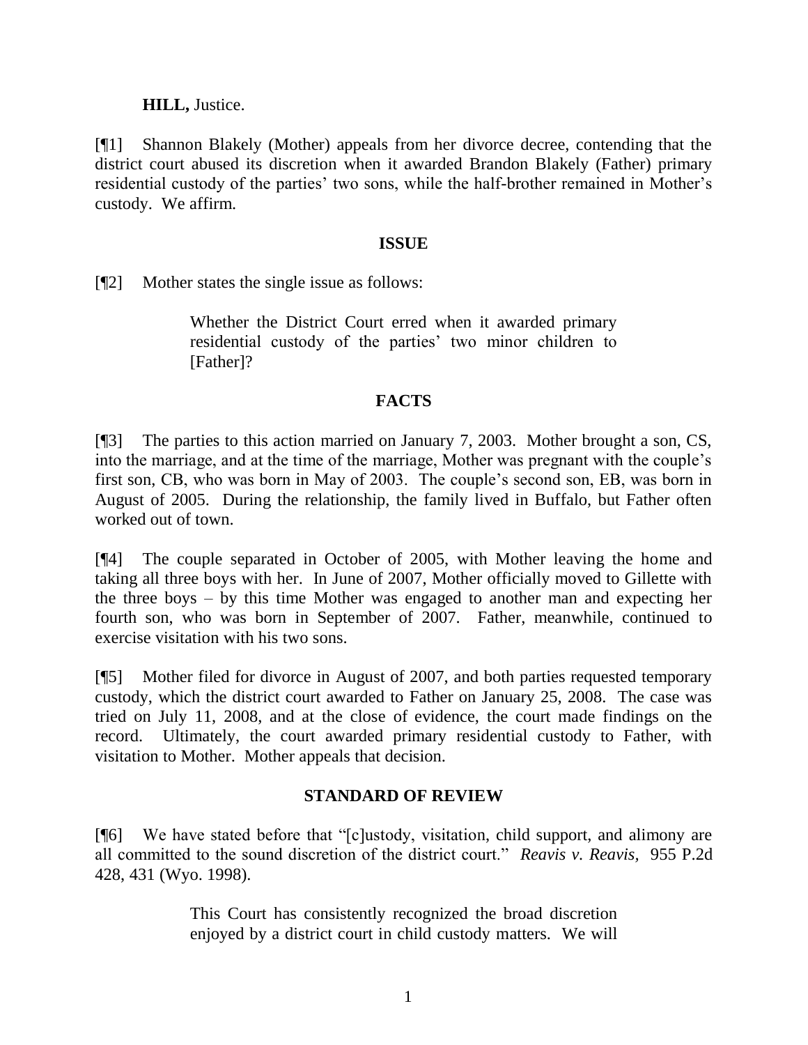**HILL,** Justice.

[¶1] Shannon Blakely (Mother) appeals from her divorce decree, contending that the district court abused its discretion when it awarded Brandon Blakely (Father) primary residential custody of the parties' two sons, while the half-brother remained in Mother's custody. We affirm.

## ISSUE

[¶2] Mother states the single issue as follows:

> Whether the District Court erred when it awarded primary residential custody of the parties' two minor children to [Father]?

## FACTS

[¶3] The parties to this action married on January 7, 2003. Mother brought a son, CS, into the marriage, and at the time of the marriage, Mother was pregnant with the couple's first son, CB, who was born in May of 2003. The couple's second son, EB, was born in August of 2005. During the relationship, the family lived in Buffalo, but Father often worked out of town.

[¶4] The couple separated in October of 2005, with Mother leaving the home and taking all three boys with her. In June of 2007, Mother officially moved to Gillette with the three boys – by this time Mother was engaged to another man and expecting her fourth son, who was born in September of 2007. Father, meanwhile, continued to exercise visitation with his two sons.

[¶5] Mother filed for divorce in August of 2007, and both parties requested temporary custody, which the district court awarded to Father on January 25, 2008. The case was tried on July 11, 2008, and at the close of evidence, the court made findings on the record. Ultimately, the court awarded primary residential custody to Father, with visitation to Mother. Mother appeals that decision.

## STANDARD OF REVIEW

[¶6] We have stated before that "[c]ustody, visitation, child support, and alimony are all committed to the sound discretion of the district court." *Reavis v. Reavis,* 955 P.2d 428, 431 (Wyo. 1998).

> This Court has consistently recognized the broad discretion enjoyed by a district court in child custody matters. We will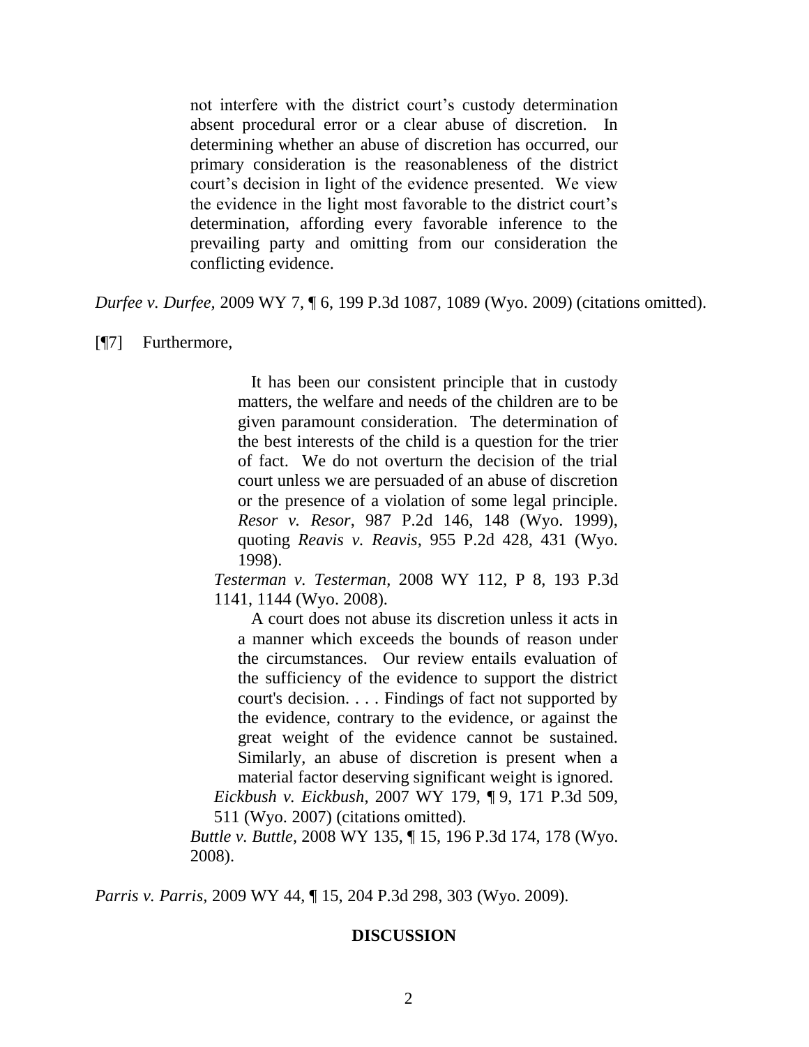> not interfere with the district court's custody determination absent procedural error or a clear abuse of discretion. In determining whether an abuse of discretion has occurred, our primary consideration is the reasonableness of the district court's decision in light of the evidence presented. We view the evidence in the light most favorable to the district court's determination, affording every favorable inference to the prevailing party and omitting from our consideration the conflicting evidence.

*Durfee v. Durfee*, 2009 WY 7, ¶ 6, 199 P.3d 1087, 1089 (Wyo. 2009) (citations omitted).

[¶7] Furthermore,

> > It has been our consistent principle that in custody matters, the welfare and needs of the children are to be given paramount consideration. The determination of the best interests of the child is a question for the trier of fact. We do not overturn the decision of the trial court unless we are persuaded of an abuse of discretion or the presence of a violation of some legal principle. *Resor v. Resor*, 987 P.2d 146, 148 (Wyo. 1999), quoting *Reavis v. Reavis*, 955 P.2d 428, 431 (Wyo. 1998).
>
> *Testerman v. Testerman*, 2008 WY 112, P 8, 193 P.3d 1141, 1144 (Wyo. 2008).
>
> > A court does not abuse its discretion unless it acts in a manner which exceeds the bounds of reason under the circumstances. Our review entails evaluation of the sufficiency of the evidence to support the district court's decision. . . . Findings of fact not supported by the evidence, contrary to the evidence, or against the great weight of the evidence cannot be sustained. Similarly, an abuse of discretion is present when a material factor deserving significant weight is ignored.
>
> *Eickbush v. Eickbush*, 2007 WY 179, ¶ 9, 171 P.3d 509, 511 (Wyo. 2007) (citations omitted).
>
> *Buttle v. Buttle*, 2008 WY 135, ¶ 15, 196 P.3d 174, 178 (Wyo. 2008).

*Parris v. Parris*, 2009 WY 44, ¶ 15, 204 P.3d 298, 303 (Wyo. 2009).

## DISCUSSION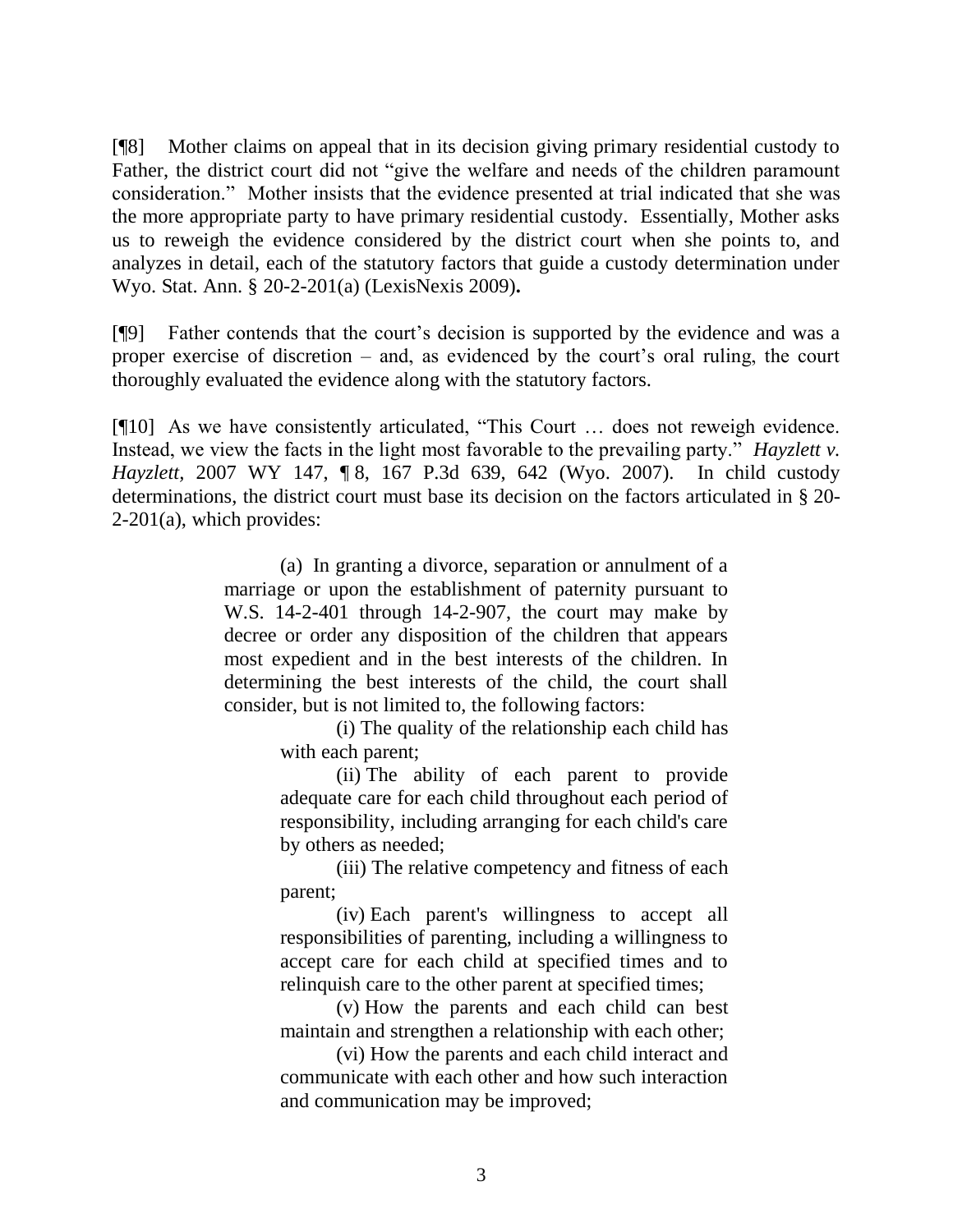[¶8] Mother claims on appeal that in its decision giving primary residential custody to Father, the district court did not "give the welfare and needs of the children paramount consideration." Mother insists that the evidence presented at trial indicated that she was the more appropriate party to have primary residential custody. Essentially, Mother asks us to reweigh the evidence considered by the district court when she points to, and analyzes in detail, each of the statutory factors that guide a custody determination under Wyo. Stat. Ann. § 20-2-201(a) (LexisNexis 2009)**.**

[¶9] Father contends that the court's decision is supported by the evidence and was a proper exercise of discretion – and, as evidenced by the court's oral ruling, the court thoroughly evaluated the evidence along with the statutory factors.

[¶10] As we have consistently articulated, "This Court … does not reweigh evidence. Instead, we view the facts in the light most favorable to the prevailing party." *Hayzlett v. Hayzlett*, 2007 WY 147, ¶ 8, 167 P.3d 639, 642 (Wyo. 2007). In child custody determinations, the district court must base its decision on the factors articulated in § 20-2-201(a), which provides:

> (a) In granting a divorce, separation or annulment of a marriage or upon the establishment of paternity pursuant to W.S. 14-2-401 through 14-2-907, the court may make by decree or order any disposition of the children that appears most expedient and in the best interests of the children. In determining the best interests of the child, the court shall consider, but is not limited to, the following factors:
>
> (i) The quality of the relationship each child has with each parent;
>
> (ii) The ability of each parent to provide adequate care for each child throughout each period of responsibility, including arranging for each child's care by others as needed;
>
> (iii) The relative competency and fitness of each parent;
>
> (iv) Each parent's willingness to accept all responsibilities of parenting, including a willingness to accept care for each child at specified times and to relinquish care to the other parent at specified times;
>
> (v) How the parents and each child can best maintain and strengthen a relationship with each other;
>
> (vi) How the parents and each child interact and communicate with each other and how such interaction and communication may be improved;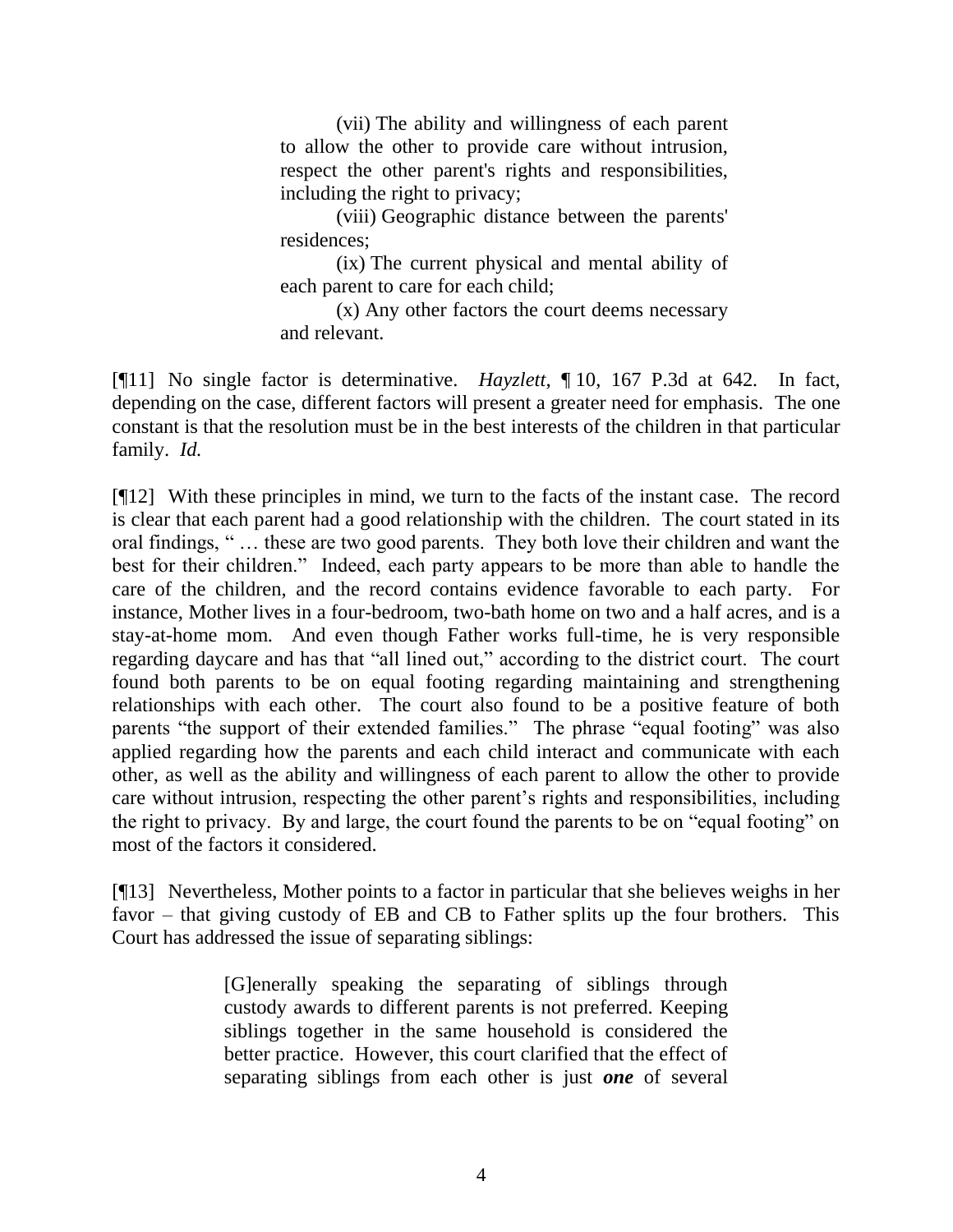> (vii) The ability and willingness of each parent to allow the other to provide care without intrusion, respect the other parent's rights and responsibilities, including the right to privacy;
>
> (viii) Geographic distance between the parents' residences;
>
> (ix) The current physical and mental ability of each parent to care for each child;
>
> (x) Any other factors the court deems necessary and relevant.

[¶11] No single factor is determinative. *Hayzlett*, ¶ 10, 167 P.3d at 642. In fact, depending on the case, different factors will present a greater need for emphasis. The one constant is that the resolution must be in the best interests of the children in that particular family. *Id.*

[¶12] With these principles in mind, we turn to the facts of the instant case. The record is clear that each parent had a good relationship with the children. The court stated in its oral findings, " … these are two good parents. They both love their children and want the best for their children." Indeed, each party appears to be more than able to handle the care of the children, and the record contains evidence favorable to each party. For instance, Mother lives in a four-bedroom, two-bath home on two and a half acres, and is a stay-at-home mom. And even though Father works full-time, he is very responsible regarding daycare and has that "all lined out," according to the district court. The court found both parents to be on equal footing regarding maintaining and strengthening relationships with each other. The court also found to be a positive feature of both parents "the support of their extended families." The phrase "equal footing" was also applied regarding how the parents and each child interact and communicate with each other, as well as the ability and willingness of each parent to allow the other to provide care without intrusion, respecting the other parent's rights and responsibilities, including the right to privacy. By and large, the court found the parents to be on "equal footing" on most of the factors it considered.

[¶13] Nevertheless, Mother points to a factor in particular that she believes weighs in her favor – that giving custody of EB and CB to Father splits up the four brothers. This Court has addressed the issue of separating siblings:

> [G]enerally speaking the separating of siblings through custody awards to different parents is not preferred. Keeping siblings together in the same household is considered the better practice. However, this court clarified that the effect of separating siblings from each other is just ***one*** of several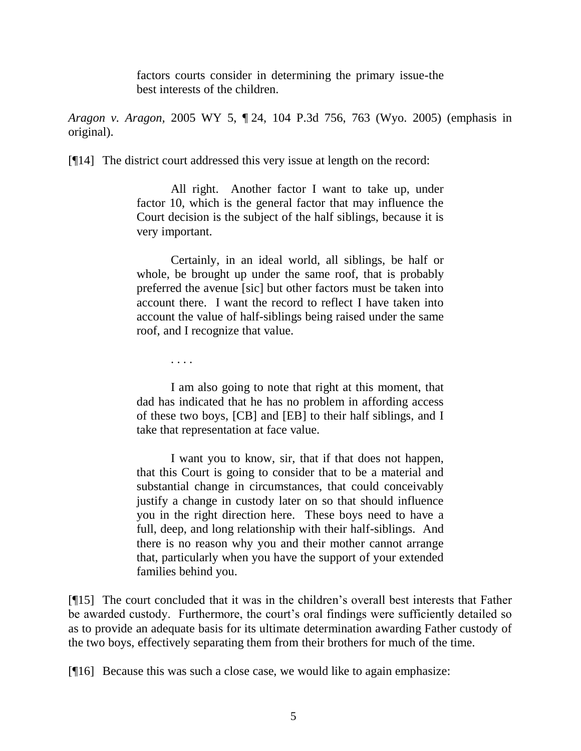> factors courts consider in determining the primary issue-the best interests of the children.

*Aragon v. Aragon*, 2005 WY 5, ¶ 24, 104 P.3d 756, 763 (Wyo. 2005) (emphasis in original).

[¶14] The district court addressed this very issue at length on the record:

> All right. Another factor I want to take up, under factor 10, which is the general factor that may influence the Court decision is the subject of the half siblings, because it is very important.
>
> Certainly, in an ideal world, all siblings, be half or whole, be brought up under the same roof, that is probably preferred the avenue [sic] but other factors must be taken into account there. I want the record to reflect I have taken into account the value of half-siblings being raised under the same roof, and I recognize that value.
>
> . . . .
>
> I am also going to note that right at this moment, that dad has indicated that he has no problem in affording access of these two boys, [CB] and [EB] to their half siblings, and I take that representation at face value.
>
> I want you to know, sir, that if that does not happen, that this Court is going to consider that to be a material and substantial change in circumstances, that could conceivably justify a change in custody later on so that should influence you in the right direction here. These boys need to have a full, deep, and long relationship with their half-siblings. And there is no reason why you and their mother cannot arrange that, particularly when you have the support of your extended families behind you.

[¶15] The court concluded that it was in the children's overall best interests that Father be awarded custody. Furthermore, the court's oral findings were sufficiently detailed so as to provide an adequate basis for its ultimate determination awarding Father custody of the two boys, effectively separating them from their brothers for much of the time.

[¶16] Because this was such a close case, we would like to again emphasize: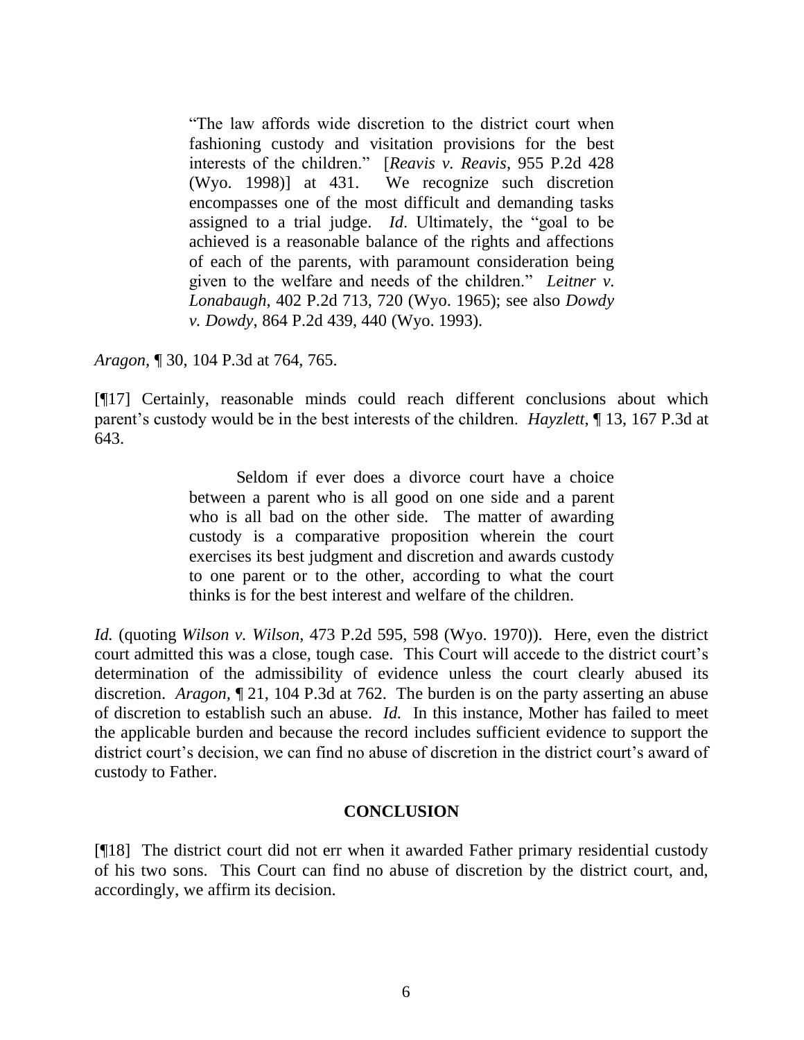> "The law affords wide discretion to the district court when fashioning custody and visitation provisions for the best interests of the children." [*Reavis v. Reavis*, 955 P.2d 428 (Wyo. 1998)] at 431. We recognize such discretion encompasses one of the most difficult and demanding tasks assigned to a trial judge. *Id*. Ultimately, the "goal to be achieved is a reasonable balance of the rights and affections of each of the parents, with paramount consideration being given to the welfare and needs of the children." *Leitner v. Lonabaugh*, 402 P.2d 713, 720 (Wyo. 1965); see also *Dowdy v. Dowdy*, 864 P.2d 439, 440 (Wyo. 1993).

*Aragon,* ¶ 30, 104 P.3d at 764, 765.

[¶17] Certainly, reasonable minds could reach different conclusions about which parent's custody would be in the best interests of the children. *Hayzlett*, ¶ 13, 167 P.3d at 643.

> Seldom if ever does a divorce court have a choice between a parent who is all good on one side and a parent who is all bad on the other side. The matter of awarding custody is a comparative proposition wherein the court exercises its best judgment and discretion and awards custody to one parent or to the other, according to what the court thinks is for the best interest and welfare of the children.

*Id.* (quoting *Wilson v. Wilson*, 473 P.2d 595, 598 (Wyo. 1970)). Here, even the district court admitted this was a close, tough case. This Court will accede to the district court's determination of the admissibility of evidence unless the court clearly abused its discretion. *Aragon,* ¶ 21, 104 P.3d at 762. The burden is on the party asserting an abuse of discretion to establish such an abuse. *Id.* In this instance, Mother has failed to meet the applicable burden and because the record includes sufficient evidence to support the district court's decision, we can find no abuse of discretion in the district court's award of custody to Father.

## CONCLUSION

[¶18] The district court did not err when it awarded Father primary residential custody of his two sons. This Court can find no abuse of discretion by the district court, and, accordingly, we affirm its decision.